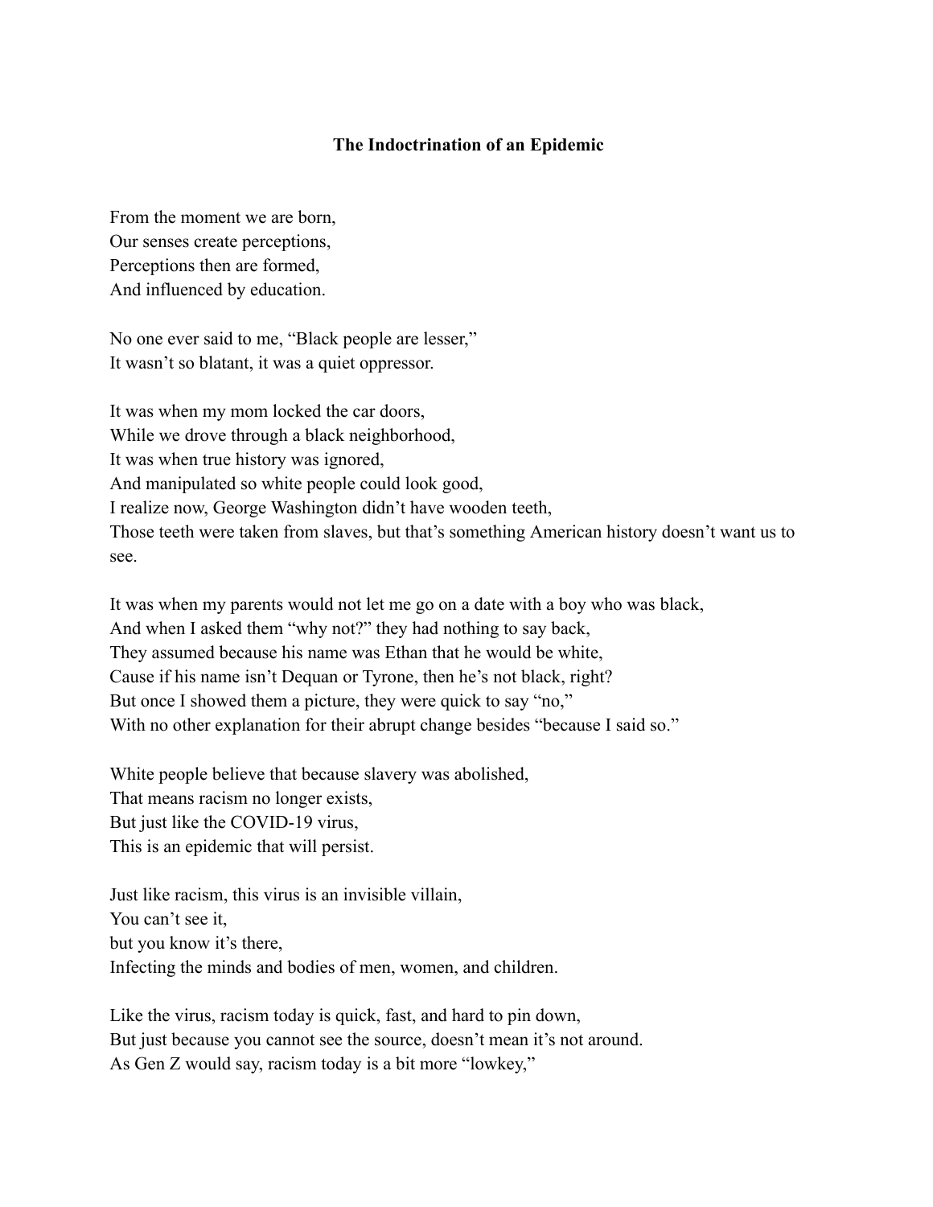**The Indoctrination of an Epidemic**

From the moment we are born,  
Our senses create perceptions,  
Perceptions then are formed,  
And influenced by education.

No one ever said to me, "Black people are lesser,"  
It wasn't so blatant, it was a quiet oppressor.

It was when my mom locked the car doors,  
While we drove through a black neighborhood,  
It was when true history was ignored,  
And manipulated so white people could look good,  
I realize now, George Washington didn't have wooden teeth,  
Those teeth were taken from slaves, but that's something American history doesn't want us to see.

It was when my parents would not let me go on a date with a boy who was black,  
And when I asked them "why not?" they had nothing to say back,  
They assumed because his name was Ethan that he would be white,  
Cause if his name isn't Dequan or Tyrone, then he's not black, right?  
But once I showed them a picture, they were quick to say "no,"  
With no other explanation for their abrupt change besides "because I said so."

White people believe that because slavery was abolished,  
That means racism no longer exists,  
But just like the COVID-19 virus,  
This is an epidemic that will persist.

Just like racism, this virus is an invisible villain,  
You can't see it,  
but you know it's there,  
Infecting the minds and bodies of men, women, and children.

Like the virus, racism today is quick, fast, and hard to pin down,  
But just because you cannot see the source, doesn't mean it's not around.  
As Gen Z would say, racism today is a bit more "lowkey,"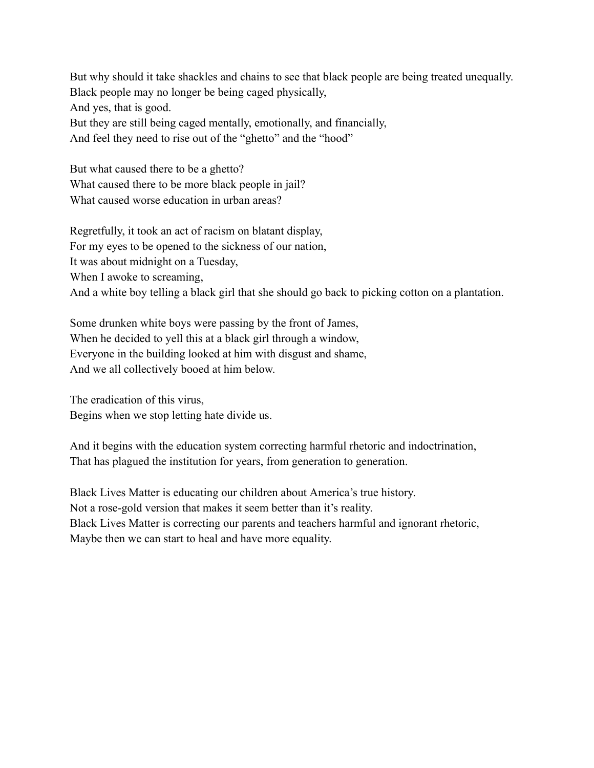But why should it take shackles and chains to see that black people are being treated unequally.  
Black people may no longer be being caged physically,  
And yes, that is good.  
But they are still being caged mentally, emotionally, and financially,  
And feel they need to rise out of the "ghetto" and the "hood"

But what caused there to be a ghetto?  
What caused there to be more black people in jail?  
What caused worse education in urban areas?

Regretfully, it took an act of racism on blatant display,  
For my eyes to be opened to the sickness of our nation,  
It was about midnight on a Tuesday,  
When I awoke to screaming,  
And a white boy telling a black girl that she should go back to picking cotton on a plantation.

Some drunken white boys were passing by the front of James,  
When he decided to yell this at a black girl through a window,  
Everyone in the building looked at him with disgust and shame,  
And we all collectively booed at him below.

The eradication of this virus,  
Begins when we stop letting hate divide us.

And it begins with the education system correcting harmful rhetoric and indoctrination,  
That has plagued the institution for years, from generation to generation.

Black Lives Matter is educating our children about America's true history.  
Not a rose-gold version that makes it seem better than it's reality.  
Black Lives Matter is correcting our parents and teachers harmful and ignorant rhetoric,  
Maybe then we can start to heal and have more equality.